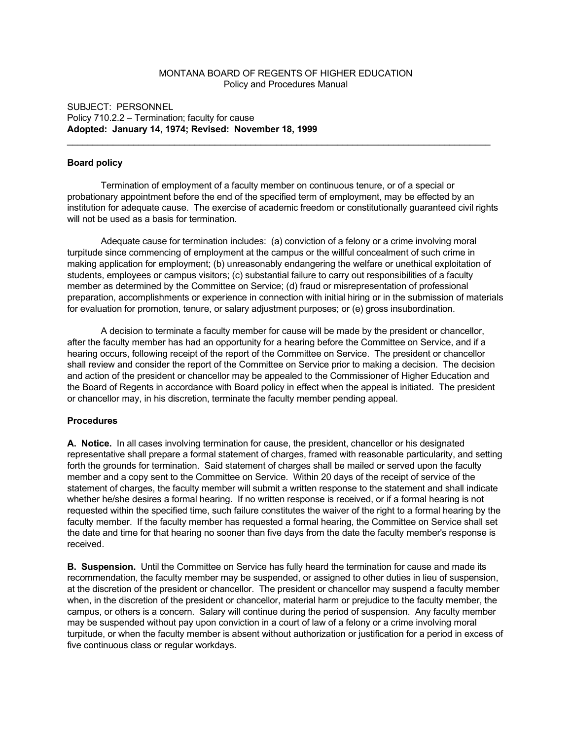MONTANA BOARD OF REGENTS OF HIGHER EDUCATION
Policy and Procedures Manual

SUBJECT: PERSONNEL
Policy 710.2.2 – Termination; faculty for cause
**Adopted: January 14, 1974; Revised: November 18, 1999**

---

**Board policy**

Termination of employment of a faculty member on continuous tenure, or of a special or probationary appointment before the end of the specified term of employment, may be effected by an institution for adequate cause. The exercise of academic freedom or constitutionally guaranteed civil rights will not be used as a basis for termination.

Adequate cause for termination includes: (a) conviction of a felony or a crime involving moral turpitude since commencing of employment at the campus or the willful concealment of such crime in making application for employment; (b) unreasonably endangering the welfare or unethical exploitation of students, employees or campus visitors; (c) substantial failure to carry out responsibilities of a faculty member as determined by the Committee on Service; (d) fraud or misrepresentation of professional preparation, accomplishments or experience in connection with initial hiring or in the submission of materials for evaluation for promotion, tenure, or salary adjustment purposes; or (e) gross insubordination.

A decision to terminate a faculty member for cause will be made by the president or chancellor, after the faculty member has had an opportunity for a hearing before the Committee on Service, and if a hearing occurs, following receipt of the report of the Committee on Service. The president or chancellor shall review and consider the report of the Committee on Service prior to making a decision. The decision and action of the president or chancellor may be appealed to the Commissioner of Higher Education and the Board of Regents in accordance with Board policy in effect when the appeal is initiated. The president or chancellor may, in his discretion, terminate the faculty member pending appeal.

**Procedures**

**A. Notice.** In all cases involving termination for cause, the president, chancellor or his designated representative shall prepare a formal statement of charges, framed with reasonable particularity, and setting forth the grounds for termination. Said statement of charges shall be mailed or served upon the faculty member and a copy sent to the Committee on Service. Within 20 days of the receipt of service of the statement of charges, the faculty member will submit a written response to the statement and shall indicate whether he/she desires a formal hearing. If no written response is received, or if a formal hearing is not requested within the specified time, such failure constitutes the waiver of the right to a formal hearing by the faculty member. If the faculty member has requested a formal hearing, the Committee on Service shall set the date and time for that hearing no sooner than five days from the date the faculty member's response is received.

**B. Suspension.** Until the Committee on Service has fully heard the termination for cause and made its recommendation, the faculty member may be suspended, or assigned to other duties in lieu of suspension, at the discretion of the president or chancellor. The president or chancellor may suspend a faculty member when, in the discretion of the president or chancellor, material harm or prejudice to the faculty member, the campus, or others is a concern. Salary will continue during the period of suspension. Any faculty member may be suspended without pay upon conviction in a court of law of a felony or a crime involving moral turpitude, or when the faculty member is absent without authorization or justification for a period in excess of five continuous class or regular workdays.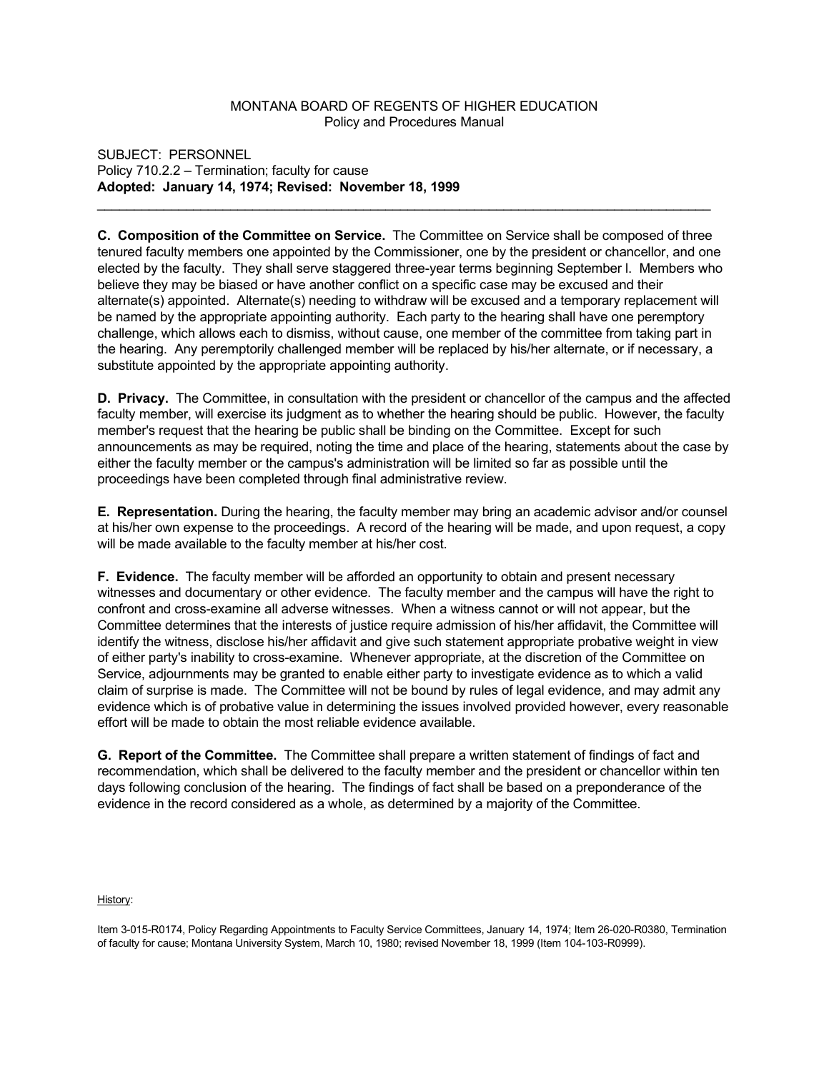MONTANA BOARD OF REGENTS OF HIGHER EDUCATION
Policy and Procedures Manual

SUBJECT: PERSONNEL
Policy 710.2.2 – Termination; faculty for cause
**Adopted: January 14, 1974; Revised: November 18, 1999**

---

**C. Composition of the Committee on Service.** The Committee on Service shall be composed of three tenured faculty members one appointed by the Commissioner, one by the president or chancellor, and one elected by the faculty. They shall serve staggered three-year terms beginning September l. Members who believe they may be biased or have another conflict on a specific case may be excused and their alternate(s) appointed. Alternate(s) needing to withdraw will be excused and a temporary replacement will be named by the appropriate appointing authority. Each party to the hearing shall have one peremptory challenge, which allows each to dismiss, without cause, one member of the committee from taking part in the hearing. Any peremptorily challenged member will be replaced by his/her alternate, or if necessary, a substitute appointed by the appropriate appointing authority.

**D. Privacy.** The Committee, in consultation with the president or chancellor of the campus and the affected faculty member, will exercise its judgment as to whether the hearing should be public. However, the faculty member's request that the hearing be public shall be binding on the Committee. Except for such announcements as may be required, noting the time and place of the hearing, statements about the case by either the faculty member or the campus's administration will be limited so far as possible until the proceedings have been completed through final administrative review.

**E. Representation.** During the hearing, the faculty member may bring an academic advisor and/or counsel at his/her own expense to the proceedings. A record of the hearing will be made, and upon request, a copy will be made available to the faculty member at his/her cost.

**F. Evidence.** The faculty member will be afforded an opportunity to obtain and present necessary witnesses and documentary or other evidence. The faculty member and the campus will have the right to confront and cross-examine all adverse witnesses. When a witness cannot or will not appear, but the Committee determines that the interests of justice require admission of his/her affidavit, the Committee will identify the witness, disclose his/her affidavit and give such statement appropriate probative weight in view of either party's inability to cross-examine. Whenever appropriate, at the discretion of the Committee on Service, adjournments may be granted to enable either party to investigate evidence as to which a valid claim of surprise is made. The Committee will not be bound by rules of legal evidence, and may admit any evidence which is of probative value in determining the issues involved provided however, every reasonable effort will be made to obtain the most reliable evidence available.

**G. Report of the Committee.** The Committee shall prepare a written statement of findings of fact and recommendation, which shall be delivered to the faculty member and the president or chancellor within ten days following conclusion of the hearing. The findings of fact shall be based on a preponderance of the evidence in the record considered as a whole, as determined by a majority of the Committee.

History:

Item 3-015-R0174, Policy Regarding Appointments to Faculty Service Committees, January 14, 1974; Item 26-020-R0380, Termination of faculty for cause; Montana University System, March 10, 1980; revised November 18, 1999 (Item 104-103-R0999).